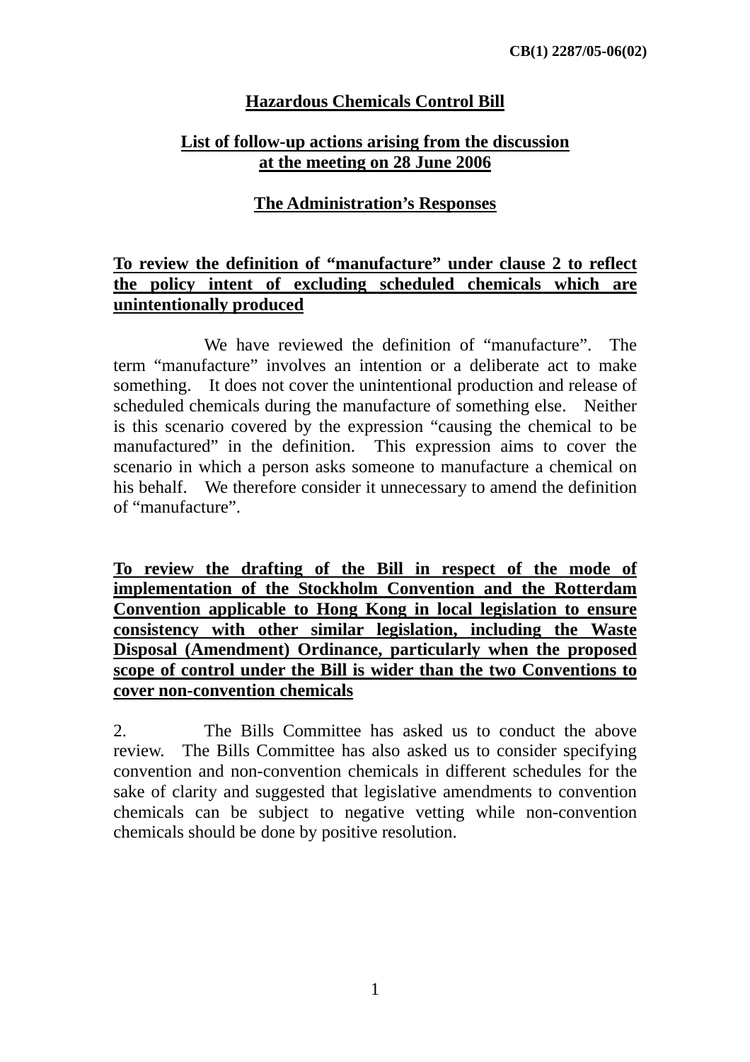CB(1) 2287/05-06(02)

# Hazardous Chemicals Control Bill

## List of follow-up actions arising from the discussion at the meeting on 28 June 2006

## The Administration's Responses

**To review the definition of "manufacture" under clause 2 to reflect the policy intent of excluding scheduled chemicals which are unintentionally produced**

We have reviewed the definition of "manufacture". The term "manufacture" involves an intention or a deliberate act to make something. It does not cover the unintentional production and release of scheduled chemicals during the manufacture of something else. Neither is this scenario covered by the expression "causing the chemical to be manufactured" in the definition. This expression aims to cover the scenario in which a person asks someone to manufacture a chemical on his behalf. We therefore consider it unnecessary to amend the definition of "manufacture".

**To review the drafting of the Bill in respect of the mode of implementation of the Stockholm Convention and the Rotterdam Convention applicable to Hong Kong in local legislation to ensure consistency with other similar legislation, including the Waste Disposal (Amendment) Ordinance, particularly when the proposed scope of control under the Bill is wider than the two Conventions to cover non-convention chemicals**

2. The Bills Committee has asked us to conduct the above review. The Bills Committee has also asked us to consider specifying convention and non-convention chemicals in different schedules for the sake of clarity and suggested that legislative amendments to convention chemicals can be subject to negative vetting while non-convention chemicals should be done by positive resolution.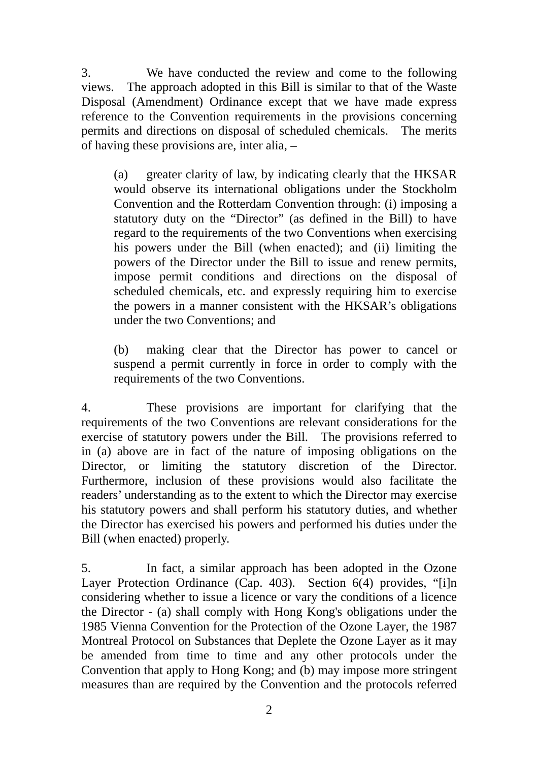3. We have conducted the review and come to the following views. The approach adopted in this Bill is similar to that of the Waste Disposal (Amendment) Ordinance except that we have made express reference to the Convention requirements in the provisions concerning permits and directions on disposal of scheduled chemicals. The merits of having these provisions are, inter alia, –

(a) greater clarity of law, by indicating clearly that the HKSAR would observe its international obligations under the Stockholm Convention and the Rotterdam Convention through: (i) imposing a statutory duty on the "Director" (as defined in the Bill) to have regard to the requirements of the two Conventions when exercising his powers under the Bill (when enacted); and (ii) limiting the powers of the Director under the Bill to issue and renew permits, impose permit conditions and directions on the disposal of scheduled chemicals, etc. and expressly requiring him to exercise the powers in a manner consistent with the HKSAR's obligations under the two Conventions; and

(b) making clear that the Director has power to cancel or suspend a permit currently in force in order to comply with the requirements of the two Conventions.

4. These provisions are important for clarifying that the requirements of the two Conventions are relevant considerations for the exercise of statutory powers under the Bill. The provisions referred to in (a) above are in fact of the nature of imposing obligations on the Director, or limiting the statutory discretion of the Director. Furthermore, inclusion of these provisions would also facilitate the readers' understanding as to the extent to which the Director may exercise his statutory powers and shall perform his statutory duties, and whether the Director has exercised his powers and performed his duties under the Bill (when enacted) properly.

5. In fact, a similar approach has been adopted in the Ozone Layer Protection Ordinance (Cap. 403). Section 6(4) provides, "[i]n considering whether to issue a licence or vary the conditions of a licence the Director - (a) shall comply with Hong Kong's obligations under the 1985 Vienna Convention for the Protection of the Ozone Layer, the 1987 Montreal Protocol on Substances that Deplete the Ozone Layer as it may be amended from time to time and any other protocols under the Convention that apply to Hong Kong; and (b) may impose more stringent measures than are required by the Convention and the protocols referred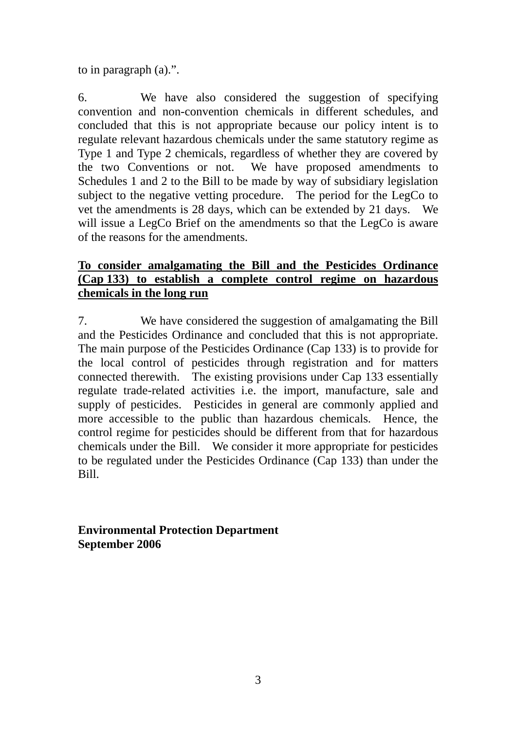to in paragraph (a).".

6. We have also considered the suggestion of specifying convention and non-convention chemicals in different schedules, and concluded that this is not appropriate because our policy intent is to regulate relevant hazardous chemicals under the same statutory regime as Type 1 and Type 2 chemicals, regardless of whether they are covered by the two Conventions or not. We have proposed amendments to Schedules 1 and 2 to the Bill to be made by way of subsidiary legislation subject to the negative vetting procedure. The period for the LegCo to vet the amendments is 28 days, which can be extended by 21 days. We will issue a LegCo Brief on the amendments so that the LegCo is aware of the reasons for the amendments.

**To consider amalgamating the Bill and the Pesticides Ordinance (Cap 133) to establish a complete control regime on hazardous chemicals in the long run**

7. We have considered the suggestion of amalgamating the Bill and the Pesticides Ordinance and concluded that this is not appropriate. The main purpose of the Pesticides Ordinance (Cap 133) is to provide for the local control of pesticides through registration and for matters connected therewith. The existing provisions under Cap 133 essentially regulate trade-related activities i.e. the import, manufacture, sale and supply of pesticides. Pesticides in general are commonly applied and more accessible to the public than hazardous chemicals. Hence, the control regime for pesticides should be different from that for hazardous chemicals under the Bill. We consider it more appropriate for pesticides to be regulated under the Pesticides Ordinance (Cap 133) than under the Bill.

**Environmental Protection Department**
**September 2006**